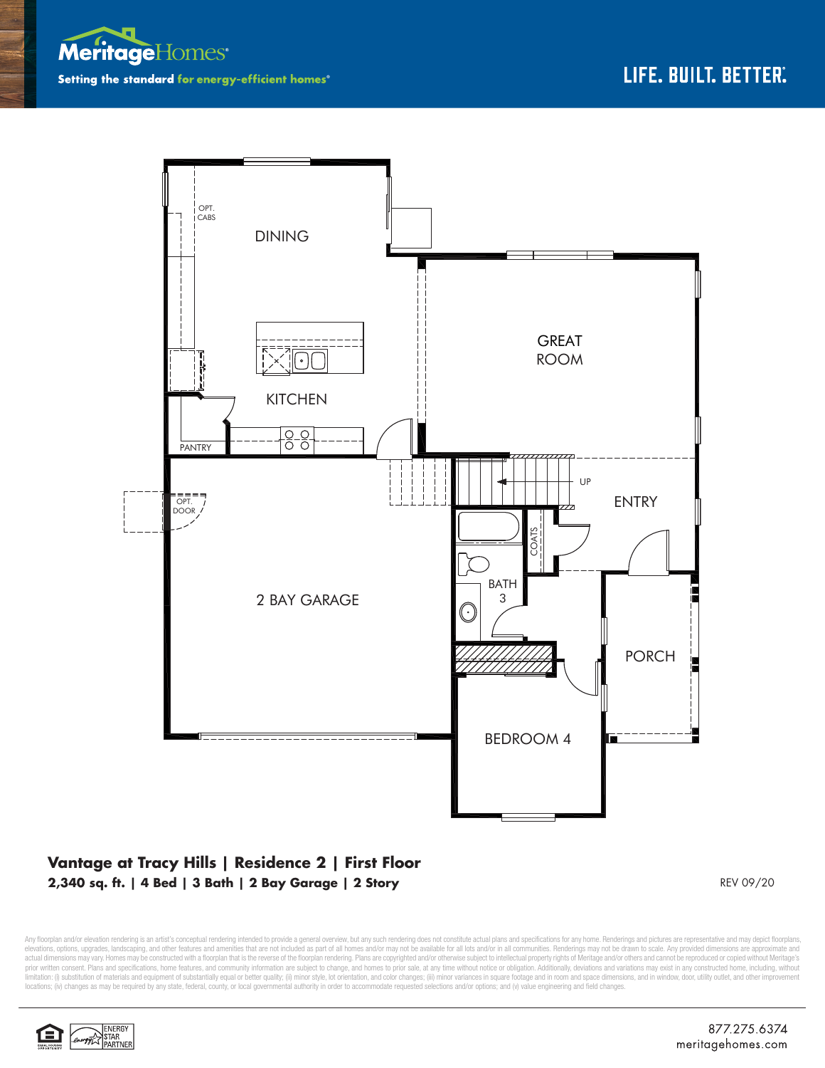**MeritageHomes**

Setting the standard **for energy-efficient homes**®

LIFE. BUILT. BETTER.

OPT. CABS

DINING

KITCHEN

PANTRY

GREAT ROOM

UP

ENTRY

OPT. DOOR

COATS

BATH 3

2 BAY GARAGE

PORCH

BEDROOM 4

## Vantage at Tracy Hills | Residence 2 | First Floor

**2,340 sq. ft. | 4 Bed | 3 Bath | 2 Bay Garage | 2 Story**

REV 09/20

Any floorplan and/or elevation rendering is an artist's conceptual rendering intended to provide a general overview, but any such rendering does not constitute actual plans and specifications for any home. Renderings and pictures are representative and may depict floorplans, elevations, options, upgrades, landscaping, and other features and amenities that are not included as part of all homes and/or may not be available for all lots and/or in all communities. Renderings may not be drawn to scale. Any provided dimensions are approximate and actual dimensions may vary. Homes may be constructed with a floorplan that is the reverse of the floorplan rendering. Plans are copyrighted and/or otherwise subject to intellectual property rights of Meritage and/or others and cannot be reproduced or copied without Meritage's prior written consent. Plans and specifications, home features, and community information are subject to change, and homes to prior sale, at any time without notice or obligation. Additionally, deviations and variations may exist in any constructed home, including, without limitation: (i) substitution of materials and equipment of substantially equal or better quality; (ii) minor style, lot orientation, and color changes; (iii) minor variances in square footage and in room and space dimensions, and in window, door, utility outlet, and other improvement locations; (iv) changes as may be required by any state, federal, county, or local governmental authority in order to accommodate requested selections and/or options; and (v) value engineering and field changes.

ENERGY STAR PARTNER

877.275.6374
meritagehomes.com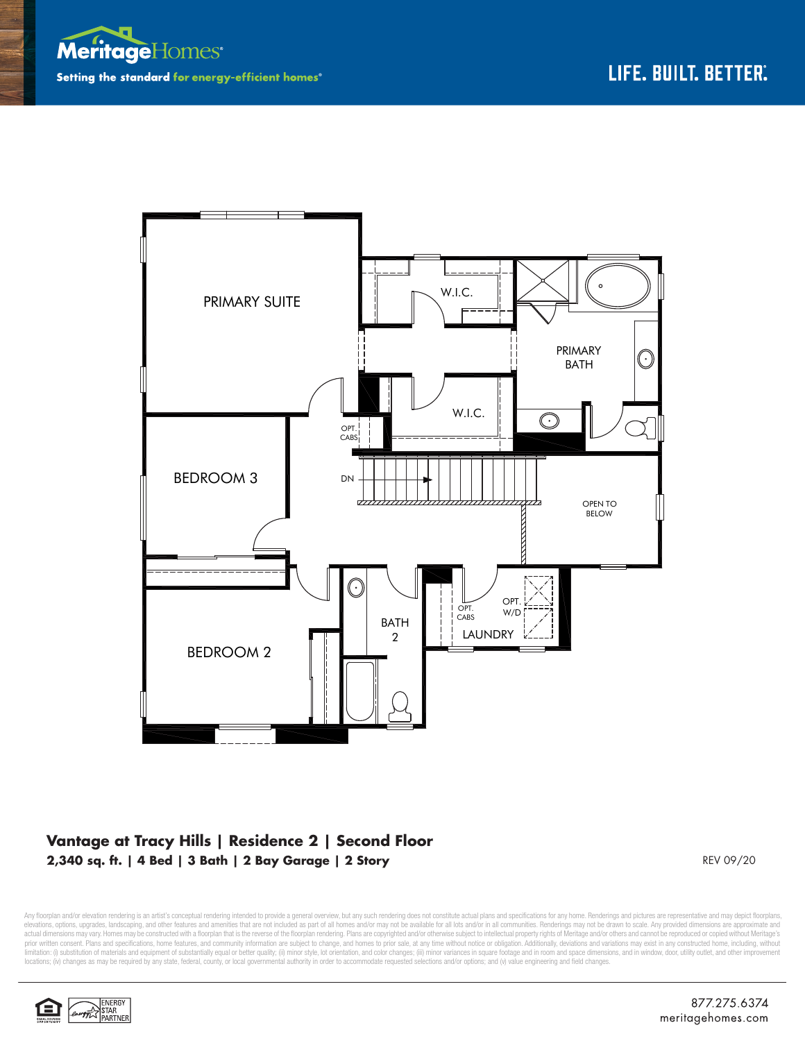Meritage Homes

Setting the standard for energy-efficient homes®

LIFE. BUILT. BETTER.

PRIMARY SUITE

W.I.C.

PRIMARY BATH

W.I.C.

OPT. CABS

BEDROOM 3

DN

OPEN TO BELOW

BATH 2

OPT. CABS

OPT. W/D

LAUNDRY

BEDROOM 2

**Vantage at Tracy Hills | Residence 2 | Second Floor**

**2,340 sq. ft. | 4 Bed | 3 Bath | 2 Bay Garage | 2 Story**

REV 09/20

Any floorplan and/or elevation rendering is an artist's conceptual rendering intended to provide a general overview, but any such rendering does not constitute actual plans and specifications for any home. Renderings and pictures are representative and may depict floorplans, elevations, options, upgrades, landscaping, and other features and amenities that are not included as part of all homes and/or may not be available for all lots and/or in all communities. Renderings may not be drawn to scale. Any provided dimensions are approximate and actual dimensions may vary. Homes may be constructed with a floorplan that is the reverse of the floorplan rendering. Plans are copyrighted and/or otherwise subject to intellectual property rights of Meritage and/or others and cannot be reproduced or copied without Meritage's prior written consent. Plans and specifications, home features, and community information are subject to change, and homes to prior sale, at any time without notice or obligation. Additionally, deviations and variations may exist in any constructed home, including, without limitation: (i) substitution of materials and equipment of substantially equal or better quality; (ii) minor style, lot orientation, and color changes; (iii) minor variances in square footage and in room and space dimensions, and in window, door, utility outlet, and other improvement locations; (iv) changes as may be required by any state, federal, county, or local governmental authority in order to accommodate requested selections and/or options; and (v) value engineering and field changes.

ENERGY STAR PARTNER

877.275.6374
meritagehomes.com